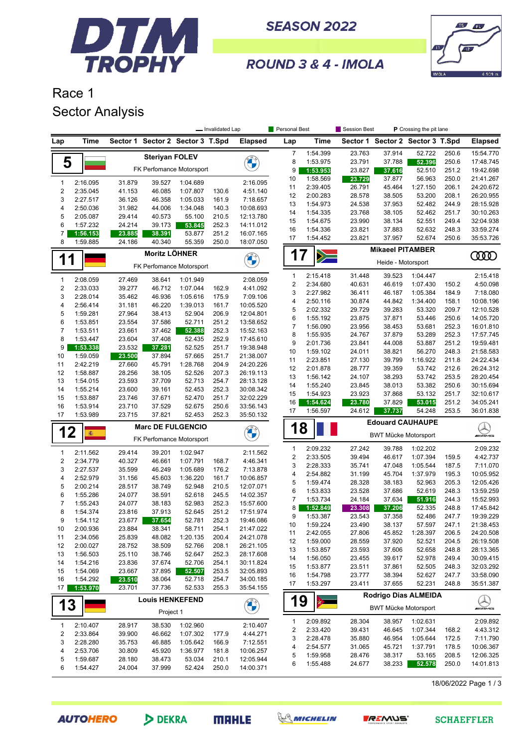# DTM TROPHY

## SEASON 2022

## ROUND 3 & 4 - IMOLA

# Race 1

## Sector Analysis

— Invalidated Lap | Personal Best | Session Best | P Crossing the pit lane

### 5 — Steriyan FOLEV — FK Perfomance Motorsport

| Lap | Time | Sector 1 | Sector 2 | Sector 3 | T.Spd | Elapsed |
|---|---|---|---|---|---|---|
| 1 | 2:16.095 | 31.879 | 39.527 | 1:04.689 | | 2:16.095 |
| 2 | 2:35.045 | 41.153 | 46.085 | 1:07.807 | 130.6 | 4:51.140 |
| 3 | 2:27.517 | 36.126 | 46.358 | 1:05.033 | 161.9 | 7:18.657 |
| 4 | 2:50.036 | 31.982 | 44.006 | 1:34.048 | 140.3 | 10:08.693 |
| 5 | 2:05.087 | 29.414 | 40.573 | 55.100 | 210.5 | 12:13.780 |
| 6 | 1:57.232 | 24.214 | 39.173 | 53.845 | 252.3 | 14:11.012 |
| 7 | 1:56.153 | 23.885 | 38.391 | 53.877 | 251.2 | 16:07.165 |
| 8 | 1:59.885 | 24.186 | 40.340 | 55.359 | 250.0 | 18:07.050 |

### 11 — Moritz LÖHNER — FK Perfomance Motorsport

| Lap | Time | Sector 1 | Sector 2 | Sector 3 | T.Spd | Elapsed |
|---|---|---|---|---|---|---|
| 1 | 2:08.059 | 27.469 | 38.641 | 1:01.949 | | 2:08.059 |
| 2 | 2:33.033 | 39.277 | 46.712 | 1:07.044 | 162.9 | 4:41.092 |
| 3 | 2:28.014 | 35.462 | 46.936 | 1:05.616 | 175.9 | 7:09.106 |
| 4 | 2:56.414 | 31.181 | 46.220 | 1:39.013 | 161.7 | 10:05.520 |
| 5 | 1:59.281 | 27.964 | 38.413 | 52.904 | 206.9 | 12:04.801 |
| 6 | 1:53.851 | 23.554 | 37.586 | 52.711 | 251.2 | 13:58.652 |
| 7 | 1:53.511 | 23.661 | 37.462 | 52.388 | 252.3 | 15:52.163 |
| 8 | 1:53.447 | 23.604 | 37.408 | 52.435 | 252.9 | 17:45.610 |
| 9 | 1:53.338 | 23.532 | 37.281 | 52.525 | 251.7 | 19:38.948 |
| 10 | 1:59.059 | 23.500 | 37.894 | 57.665 | 251.7 | 21:38.007 |
| 11 | 2:42.219 | 27.660 | 45.791 | 1:28.768 | 204.9 | 24:20.226 |
| 12 | 1:58.887 | 28.256 | 38.105 | 52.526 | 207.3 | 26:19.113 |
| 13 | 1:54.015 | 23.593 | 37.709 | 52.713 | 254.7 | 28:13.128 |
| 14 | 1:55.214 | 23.600 | 39.161 | 52.453 | 252.3 | 30:08.342 |
| 15 | 1:53.887 | 23.746 | 37.671 | 52.470 | 251.7 | 32:02.229 |
| 16 | 1:53.914 | 23.710 | 37.529 | 52.675 | 250.6 | 33:56.143 |
| 17 | 1:53.989 | 23.715 | 37.821 | 52.453 | 252.3 | 35:50.132 |

### 12 — Marc DE FULGENCIO — FK Perfomance Motorsport

| Lap | Time | Sector 1 | Sector 2 | Sector 3 | T.Spd | Elapsed |
|---|---|---|---|---|---|---|
| 1 | 2:11.562 | 29.414 | 39.201 | 1:02.947 | | 2:11.562 |
| 2 | 2:34.779 | 40.327 | 46.661 | 1:07.791 | 168.7 | 4:46.341 |
| 3 | 2:27.537 | 35.599 | 46.249 | 1:05.689 | 176.2 | 7:13.878 |
| 4 | 2:52.979 | 31.156 | 45.603 | 1:36.220 | 161.7 | 10:06.857 |
| 5 | 2:00.214 | 28.517 | 38.749 | 52.948 | 210.5 | 12:07.071 |
| 6 | 1:55.286 | 24.077 | 38.591 | 52.618 | 245.5 | 14:02.357 |
| 7 | 1:55.243 | 24.077 | 38.183 | 52.983 | 252.3 | 15:57.600 |
| 8 | 1:54.374 | 23.816 | 37.913 | 52.645 | 251.2 | 17:51.974 |
| 9 | 1:54.112 | 23.677 | 37.654 | 52.781 | 252.3 | 19:46.086 |
| 10 | 2:00.936 | 23.884 | 38.341 | 58.711 | 254.1 | 21:47.022 |
| 11 | 2:34.056 | 25.839 | 48.082 | 1:20.135 | 200.4 | 24:21.078 |
| 12 | 2:00.027 | 28.752 | 38.509 | 52.766 | 208.1 | 26:21.105 |
| 13 | 1:56.503 | 25.110 | 38.746 | 52.647 | 252.3 | 28:17.608 |
| 14 | 1:54.216 | 23.836 | 37.674 | 52.706 | 254.1 | 30:11.824 |
| 15 | 1:54.069 | 23.667 | 37.895 | 52.507 | 253.5 | 32:05.893 |
| 16 | 1:54.292 | 23.510 | 38.064 | 52.718 | 254.7 | 34:00.185 |
| 17 | 1:53.970 | 23.701 | 37.736 | 52.533 | 255.3 | 35:54.155 |

### 13 — Louis HENKEFEND — Project 1

| Lap | Time | Sector 1 | Sector 2 | Sector 3 | T.Spd | Elapsed |
|---|---|---|---|---|---|---|
| 1 | 2:10.407 | 28.917 | 38.530 | 1:02.960 | | 2:10.407 |
| 2 | 2:33.864 | 39.900 | 46.662 | 1:07.302 | 177.9 | 4:44.271 |
| 3 | 2:28.280 | 35.753 | 46.885 | 1:05.642 | 166.9 | 7:12.551 |
| 4 | 2:53.706 | 30.809 | 45.920 | 1:36.977 | 181.8 | 10:06.257 |
| 5 | 1:59.687 | 28.180 | 38.473 | 53.034 | 210.1 | 12:05.944 |
| 6 | 1:54.427 | 24.004 | 37.999 | 52.424 | 250.0 | 14:00.371 |
| 7 | 1:54.399 | 23.763 | 37.914 | 52.722 | 250.6 | 15:54.770 |
| 8 | 1:53.975 | 23.791 | 37.788 | 52.396 | 250.6 | 17:48.745 |
| 9 | 1:53.953 | 23.827 | 37.616 | 52.510 | 251.2 | 19:42.698 |
| 10 | 1:58.569 | 23.729 | 37.877 | 56.963 | 250.0 | 21:41.267 |
| 11 | 2:39.405 | 26.791 | 45.464 | 1:27.150 | 206.1 | 24:20.672 |
| 12 | 2:00.283 | 28.578 | 38.505 | 53.200 | 208.1 | 26:20.955 |
| 13 | 1:54.973 | 24.538 | 37.953 | 52.482 | 244.9 | 28:15.928 |
| 14 | 1:54.335 | 23.768 | 38.105 | 52.462 | 251.7 | 30:10.263 |
| 15 | 1:54.675 | 23.990 | 38.134 | 52.551 | 249.4 | 32:04.938 |
| 16 | 1:54.336 | 23.821 | 37.883 | 52.632 | 248.3 | 33:59.274 |
| 17 | 1:54.452 | 23.821 | 37.957 | 52.674 | 250.6 | 35:53.726 |

### 17 — Mikaeel PITAMBER — Heide - Motorsport

| Lap | Time | Sector 1 | Sector 2 | Sector 3 | T.Spd | Elapsed |
|---|---|---|---|---|---|---|
| 1 | 2:15.418 | 31.448 | 39.523 | 1:04.447 | | 2:15.418 |
| 2 | 2:34.680 | 40.631 | 46.619 | 1:07.430 | 150.2 | 4:50.098 |
| 3 | 2:27.982 | 36.411 | 46.187 | 1:05.384 | 184.9 | 7:18.080 |
| 4 | 2:50.116 | 30.874 | 44.842 | 1:34.400 | 158.1 | 10:08.196 |
| 5 | 2:02.332 | 29.729 | 39.283 | 53.320 | 209.7 | 12:10.528 |
| 6 | 1:55.192 | 23.875 | 37.871 | 53.446 | 250.6 | 14:05.720 |
| 7 | 1:56.090 | 23.956 | 38.453 | 53.681 | 252.3 | 16:01.810 |
| 8 | 1:55.935 | 24.767 | 37.879 | 53.289 | 252.3 | 17:57.745 |
| 9 | 2:01.736 | 23.841 | 44.008 | 53.887 | 251.2 | 19:59.481 |
| 10 | 1:59.102 | 24.011 | 38.821 | 56.270 | 248.3 | 21:58.583 |
| 11 | 2:23.851 | 27.130 | 39.799 | 1:16.922 | 211.8 | 24:22.434 |
| 12 | 2:01.878 | 28.777 | 39.359 | 53.742 | 212.6 | 26:24.312 |
| 13 | 1:56.142 | 24.107 | 38.293 | 53.742 | 253.5 | 28:20.454 |
| 14 | 1:55.240 | 23.845 | 38.013 | 53.382 | 250.6 | 30:15.694 |
| 15 | 1:54.923 | 23.923 | 37.868 | 53.132 | 251.7 | 32:10.617 |
| 16 | 1:54.624 | 23.780 | 37.829 | 53.015 | 251.2 | 34:05.241 |
| 17 | 1:56.597 | 24.612 | 37.737 | 54.248 | 253.5 | 36:01.838 |

### 18 — Edouard CAUHAUPE — BWT Mücke Motorsport

| Lap | Time | Sector 1 | Sector 2 | Sector 3 | T.Spd | Elapsed |
|---|---|---|---|---|---|---|
| 1 | 2:09.232 | 27.242 | 39.788 | 1:02.202 | | 2:09.232 |
| 2 | 2:33.505 | 39.494 | 46.617 | 1:07.394 | 159.5 | 4:42.737 |
| 3 | 2:28.333 | 35.741 | 47.048 | 1:05.544 | 187.5 | 7:11.070 |
| 4 | 2:54.882 | 31.199 | 45.704 | 1:37.979 | 195.3 | 10:05.952 |
| 5 | 1:59.474 | 28.328 | 38.183 | 52.963 | 205.3 | 12:05.426 |
| 6 | 1:53.833 | 23.528 | 37.686 | 52.619 | 248.3 | 13:59.259 |
| 7 | 1:53.734 | 24.184 | 37.634 | 51.916 | 244.3 | 15:52.993 |
| 8 | 1:52.849 | 23.308 | 37.206 | 52.335 | 248.8 | 17:45.842 |
| 9 | 1:53.387 | 23.543 | 37.358 | 52.486 | 247.7 | 19:39.229 |
| 10 | 1:59.224 | 23.490 | 38.137 | 57.597 | 247.1 | 21:38.453 |
| 11 | 2:42.055 | 27.806 | 45.852 | 1:28.397 | 206.5 | 24:20.508 |
| 12 | 1:59.000 | 28.559 | 37.920 | 52.521 | 204.5 | 26:19.508 |
| 13 | 1:53.857 | 23.593 | 37.606 | 52.658 | 248.8 | 28:13.365 |
| 14 | 1:56.050 | 23.455 | 39.617 | 52.978 | 249.4 | 30:09.415 |
| 15 | 1:53.877 | 23.511 | 37.861 | 52.505 | 248.3 | 32:03.292 |
| 16 | 1:54.798 | 23.777 | 38.394 | 52.627 | 247.7 | 33:58.090 |
| 17 | 1:53.297 | 23.411 | 37.655 | 52.231 | 248.8 | 35:51.387 |

### 19 — Rodrigo Dias ALMEIDA — BWT Mücke Motorsport

| Lap | Time | Sector 1 | Sector 2 | Sector 3 | T.Spd | Elapsed |
|---|---|---|---|---|---|---|
| 1 | 2:09.892 | 28.304 | 38.957 | 1:02.631 | | 2:09.892 |
| 2 | 2:33.420 | 39.431 | 46.645 | 1:07.344 | 168.2 | 4:43.312 |
| 3 | 2:28.478 | 35.880 | 46.954 | 1:05.644 | 172.5 | 7:11.790 |
| 4 | 2:54.577 | 31.065 | 45.721 | 1:37.791 | 178.5 | 10:06.367 |
| 5 | 1:59.958 | 28.476 | 38.317 | 53.165 | 208.5 | 12:06.325 |
| 6 | 1:55.488 | 24.677 | 38.233 | 52.578 | 250.0 | 14:01.813 |

18/06/2022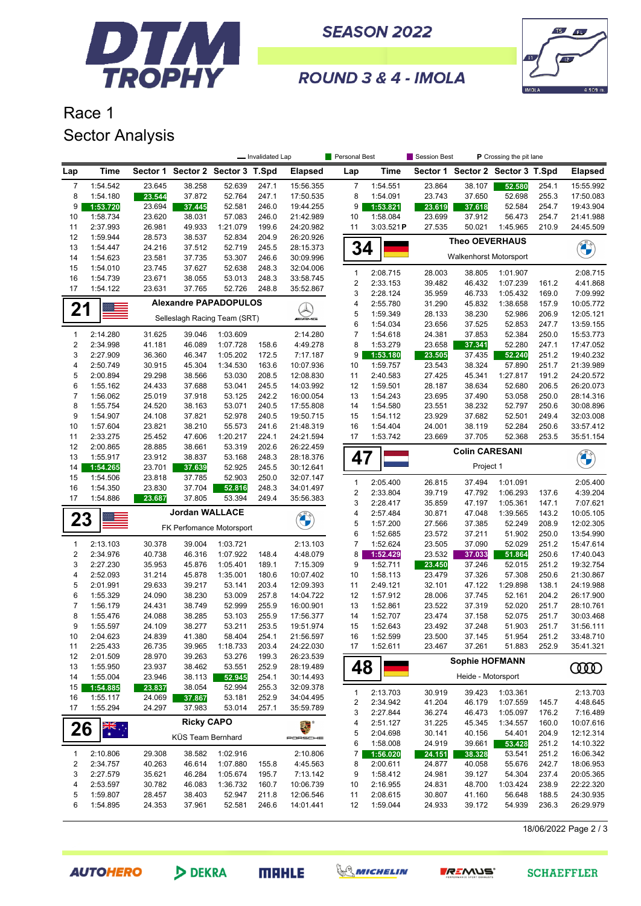# DTM TROPHY

## SEASON 2022

## ROUND 3 & 4 - IMOLA

# Race 1

## Sector Analysis

— Invalidated Lap | Personal Best | Session Best | P Crossing the pit lane

| Lap | Time | Sector 1 | Sector 2 | Sector 3 | T.Spd | Elapsed |
|---|---|---|---|---|---|---|
| 7 | 1:54.542 | 23.645 | 38.258 | 52.639 | 247.1 | 15:56.355 |
| 8 | 1:54.180 | 23.544 | 37.872 | 52.764 | 247.1 | 17:50.535 |
| 9 | 1:53.720 | 23.694 | 37.445 | 52.581 | 246.0 | 19:44.255 |
| 10 | 1:58.734 | 23.620 | 38.031 | 57.083 | 246.0 | 21:42.989 |
| 11 | 2:37.993 | 26.981 | 49.933 | 1:21.079 | 199.6 | 24:20.982 |
| 12 | 1:59.944 | 28.573 | 38.537 | 52.834 | 204.9 | 26:20.926 |
| 13 | 1:54.447 | 24.216 | 37.512 | 52.719 | 245.5 | 28:15.373 |
| 14 | 1:54.623 | 23.581 | 37.735 | 53.307 | 246.6 | 30:09.996 |
| 15 | 1:54.010 | 23.745 | 37.627 | 52.638 | 248.3 | 32:04.006 |
| 16 | 1:54.739 | 23.671 | 38.055 | 53.013 | 248.3 | 33:58.745 |
| 17 | 1:54.122 | 23.631 | 37.765 | 52.726 | 248.8 | 35:52.867 |

### 21 Alexandre PAPADOPULOS — Selleslagh Racing Team (SRT)

| Lap | Time | Sector 1 | Sector 2 | Sector 3 | T.Spd | Elapsed |
|---|---|---|---|---|---|---|
| 1 | 2:14.280 | 31.625 | 39.046 | 1:03.609 | | 2:14.280 |
| 2 | 2:34.998 | 41.181 | 46.089 | 1:07.728 | 158.6 | 4:49.278 |
| 3 | 2:27.909 | 36.360 | 46.347 | 1:05.202 | 172.5 | 7:17.187 |
| 4 | 2:50.749 | 30.915 | 45.304 | 1:34.530 | 163.6 | 10:07.936 |
| 5 | 2:00.894 | 29.298 | 38.566 | 53.030 | 208.5 | 12:08.830 |
| 6 | 1:55.162 | 24.433 | 37.688 | 53.041 | 245.5 | 14:03.992 |
| 7 | 1:56.062 | 25.019 | 37.918 | 53.125 | 242.2 | 16:00.054 |
| 8 | 1:55.754 | 24.520 | 38.163 | 53.071 | 240.5 | 17:55.808 |
| 9 | 1:54.907 | 24.108 | 37.821 | 52.978 | 240.5 | 19:50.715 |
| 10 | 1:57.604 | 23.821 | 38.210 | 55.573 | 241.6 | 21:48.319 |
| 11 | 2:33.275 | 25.452 | 47.606 | 1:20.217 | 224.1 | 24:21.594 |
| 12 | 2:00.865 | 28.885 | 38.661 | 53.319 | 202.6 | 26:22.459 |
| 13 | 1:55.917 | 23.912 | 38.837 | 53.168 | 248.3 | 28:18.376 |
| 14 | 1:54.265 | 23.701 | 37.639 | 52.925 | 245.5 | 30:12.641 |
| 15 | 1:54.506 | 23.818 | 37.785 | 52.903 | 250.0 | 32:07.147 |
| 16 | 1:54.350 | 23.830 | 37.704 | 52.816 | 248.3 | 34:01.497 |
| 17 | 1:54.886 | 23.687 | 37.805 | 53.394 | 249.4 | 35:56.383 |

### 23 Jordan WALLACE — FK Perfomance Motorsport

| Lap | Time | Sector 1 | Sector 2 | Sector 3 | T.Spd | Elapsed |
|---|---|---|---|---|---|---|
| 1 | 2:13.103 | 30.378 | 39.004 | 1:03.721 | | 2:13.103 |
| 2 | 2:34.976 | 40.738 | 46.316 | 1:07.922 | 148.4 | 4:48.079 |
| 3 | 2:27.230 | 35.953 | 45.876 | 1:05.401 | 189.1 | 7:15.309 |
| 4 | 2:52.093 | 31.214 | 45.878 | 1:35.001 | 180.6 | 10:07.402 |
| 5 | 2:01.991 | 29.633 | 39.217 | 53.141 | 203.4 | 12:09.393 |
| 6 | 1:55.329 | 24.090 | 38.230 | 53.009 | 257.8 | 14:04.722 |
| 7 | 1:56.179 | 24.431 | 38.749 | 52.999 | 255.9 | 16:00.901 |
| 8 | 1:55.476 | 24.088 | 38.285 | 53.103 | 255.9 | 17:56.377 |
| 9 | 1:55.597 | 24.109 | 38.277 | 53.211 | 253.5 | 19:51.974 |
| 10 | 2:04.623 | 24.839 | 41.380 | 58.404 | 254.1 | 21:56.597 |
| 11 | 2:25.433 | 26.735 | 39.965 | 1:18.733 | 203.4 | 24:22.030 |
| 12 | 2:01.509 | 28.970 | 39.263 | 53.276 | 199.3 | 26:23.539 |
| 13 | 1:55.950 | 23.937 | 38.462 | 53.551 | 252.9 | 28:19.489 |
| 14 | 1:55.004 | 23.946 | 38.113 | 52.945 | 254.1 | 30:14.493 |
| 15 | 1:54.885 | 23.837 | 38.054 | 52.994 | 255.3 | 32:09.378 |
| 16 | 1:55.117 | 24.069 | 37.867 | 53.181 | 252.9 | 34:04.495 |
| 17 | 1:55.294 | 24.297 | 37.983 | 53.014 | 257.1 | 35:59.789 |

### 26 Ricky CAPO — KÜS Team Bernhard

| Lap | Time | Sector 1 | Sector 2 | Sector 3 | T.Spd | Elapsed |
|---|---|---|---|---|---|---|
| 1 | 2:10.806 | 29.308 | 38.582 | 1:02.916 | | 2:10.806 |
| 2 | 2:34.757 | 40.263 | 46.614 | 1:07.880 | 155.8 | 4:45.563 |
| 3 | 2:27.579 | 35.621 | 46.284 | 1:05.674 | 195.7 | 7:13.142 |
| 4 | 2:53.597 | 30.782 | 46.083 | 1:36.732 | 160.7 | 10:06.739 |
| 5 | 1:59.807 | 28.457 | 38.403 | 52.947 | 211.8 | 12:06.546 |
| 6 | 1:54.895 | 24.353 | 37.961 | 52.581 | 246.6 | 14:01.441 |

| Lap | Time | Sector 1 | Sector 2 | Sector 3 | T.Spd | Elapsed |
|---|---|---|---|---|---|---|
| 7 | 1:54.551 | 23.864 | 38.107 | 52.580 | 254.1 | 15:55.992 |
| 8 | 1:54.091 | 23.743 | 37.650 | 52.698 | 255.3 | 17:50.083 |
| 9 | 1:53.821 | 23.619 | 37.618 | 52.584 | 254.7 | 19:43.904 |
| 10 | 1:58.084 | 23.699 | 37.912 | 56.473 | 254.7 | 21:41.988 |
| 11 | 3:03.521 P | 27.535 | 50.021 | 1:45.965 | 210.9 | 24:45.509 |

### 34 Theo OEVERHAUS — Walkenhorst Motorsport

| Lap | Time | Sector 1 | Sector 2 | Sector 3 | T.Spd | Elapsed |
|---|---|---|---|---|---|---|
| 1 | 2:08.715 | 28.003 | 38.805 | 1:01.907 | | 2:08.715 |
| 2 | 2:33.153 | 39.482 | 46.432 | 1:07.239 | 161.2 | 4:41.868 |
| 3 | 2:28.124 | 35.959 | 46.733 | 1:05.432 | 169.0 | 7:09.992 |
| 4 | 2:55.780 | 31.290 | 45.832 | 1:38.658 | 157.9 | 10:05.772 |
| 5 | 1:59.349 | 28.133 | 38.230 | 52.986 | 206.9 | 12:05.121 |
| 6 | 1:54.034 | 23.656 | 37.525 | 52.853 | 247.7 | 13:59.155 |
| 7 | 1:54.618 | 24.381 | 37.853 | 52.384 | 250.0 | 15:53.773 |
| 8 | 1:53.279 | 23.658 | 37.341 | 52.280 | 247.1 | 17:47.052 |
| 9 | 1:53.180 | 23.505 | 37.435 | 52.240 | 251.2 | 19:40.232 |
| 10 | 1:59.757 | 23.543 | 38.324 | 57.890 | 251.7 | 21:39.989 |
| 11 | 2:40.583 | 27.425 | 45.341 | 1:27.817 | 191.2 | 24:20.572 |
| 12 | 1:59.501 | 28.187 | 38.634 | 52.680 | 206.5 | 26:20.073 |
| 13 | 1:54.243 | 23.695 | 37.490 | 53.058 | 250.0 | 28:14.316 |
| 14 | 1:54.580 | 23.551 | 38.232 | 52.797 | 250.6 | 30:08.896 |
| 15 | 1:54.112 | 23.929 | 37.682 | 52.501 | 249.4 | 32:03.008 |
| 16 | 1:54.404 | 24.001 | 38.119 | 52.284 | 250.6 | 33:57.412 |
| 17 | 1:53.742 | 23.669 | 37.705 | 52.368 | 253.5 | 35:51.154 |

### 47 Colin CARESANI — Project 1

| Lap | Time | Sector 1 | Sector 2 | Sector 3 | T.Spd | Elapsed |
|---|---|---|---|---|---|---|
| 1 | 2:05.400 | 26.815 | 37.494 | 1:01.091 | | 2:05.400 |
| 2 | 2:33.804 | 39.719 | 47.792 | 1:06.293 | 137.6 | 4:39.204 |
| 3 | 2:28.417 | 35.859 | 47.197 | 1:05.361 | 147.1 | 7:07.621 |
| 4 | 2:57.484 | 30.871 | 47.048 | 1:39.565 | 143.2 | 10:05.105 |
| 5 | 1:57.200 | 27.566 | 37.385 | 52.249 | 208.9 | 12:02.305 |
| 6 | 1:52.685 | 23.572 | 37.211 | 51.902 | 250.0 | 13:54.990 |
| 7 | 1:52.624 | 23.505 | 37.090 | 52.029 | 251.2 | 15:47.614 |
| 8 | 1:52.429 | 23.532 | 37.033 | 51.864 | 250.6 | 17:40.043 |
| 9 | 1:52.711 | 23.450 | 37.246 | 52.015 | 251.2 | 19:32.754 |
| 10 | 1:58.113 | 23.479 | 37.326 | 57.308 | 250.6 | 21:30.867 |
| 11 | 2:49.121 | 32.101 | 47.122 | 1:29.898 | 138.1 | 24:19.988 |
| 12 | 1:57.912 | 28.006 | 37.745 | 52.161 | 204.2 | 26:17.900 |
| 13 | 1:52.861 | 23.522 | 37.319 | 52.020 | 251.7 | 28:10.761 |
| 14 | 1:52.707 | 23.474 | 37.158 | 52.075 | 251.7 | 30:03.468 |
| 15 | 1:52.643 | 23.492 | 37.248 | 51.903 | 251.7 | 31:56.111 |
| 16 | 1:52.599 | 23.500 | 37.145 | 51.954 | 251.2 | 33:48.710 |
| 17 | 1:52.611 | 23.467 | 37.261 | 51.883 | 252.9 | 35:41.321 |

### 48 Sophie HOFMANN — Heide - Motorsport

| Lap | Time | Sector 1 | Sector 2 | Sector 3 | T.Spd | Elapsed |
|---|---|---|---|---|---|---|
| 1 | 2:13.703 | 30.919 | 39.423 | 1:03.361 | | 2:13.703 |
| 2 | 2:34.942 | 41.204 | 46.179 | 1:07.559 | 145.7 | 4:48.645 |
| 3 | 2:27.844 | 36.274 | 46.473 | 1:05.097 | 176.2 | 7:16.489 |
| 4 | 2:51.127 | 31.225 | 45.345 | 1:34.557 | 160.0 | 10:07.616 |
| 5 | 2:04.698 | 30.141 | 40.156 | 54.401 | 204.9 | 12:12.314 |
| 6 | 1:58.008 | 24.919 | 39.661 | 53.428 | 251.2 | 14:10.322 |
| 7 | 1:56.020 | 24.151 | 38.328 | 53.541 | 251.2 | 16:06.342 |
| 8 | 2:00.611 | 24.877 | 40.058 | 55.676 | 242.7 | 18:06.953 |
| 9 | 1:58.412 | 24.981 | 39.127 | 54.304 | 237.4 | 20:05.365 |
| 10 | 2:16.955 | 24.831 | 48.700 | 1:03.424 | 238.9 | 22:22.320 |
| 11 | 2:08.615 | 30.807 | 41.160 | 56.648 | 188.5 | 24:30.935 |
| 12 | 1:59.044 | 24.933 | 39.172 | 54.939 | 236.3 | 26:29.979 |

18/06/2022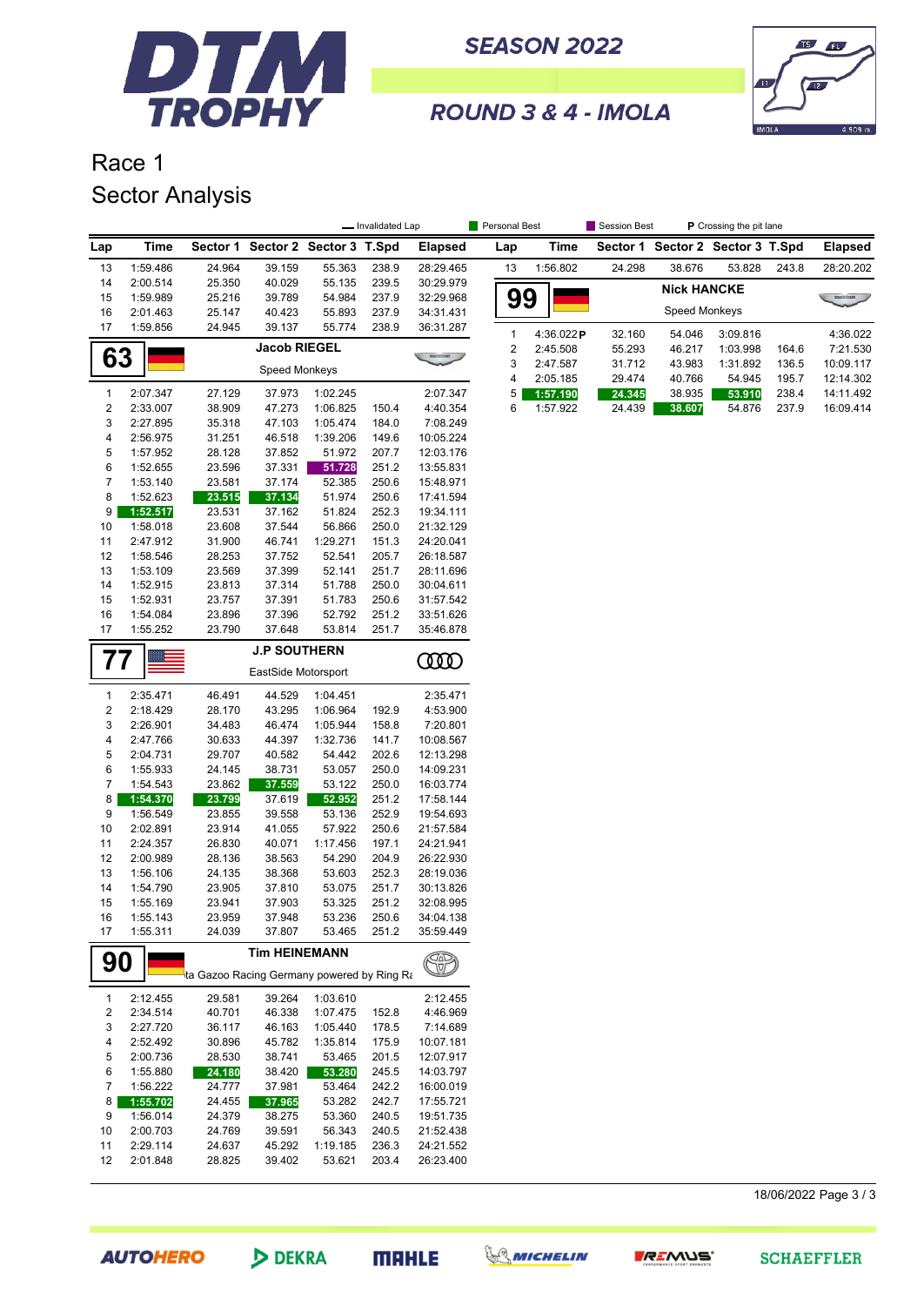# SEASON 2022

## ROUND 3 & 4 - IMOLA

# Race 1
## Sector Analysis

— Invalidated Lap | Personal Best | Session Best | P Crossing the pit lane

| Lap | Time | Sector 1 | Sector 2 | Sector 3 | T.Spd | Elapsed |
|---|---|---|---|---|---|---|
| 13 | 1:59.486 | 24.964 | 39.159 | 55.363 | 238.9 | 28:29.465 |
| 14 | 2:00.514 | 25.350 | 40.029 | 55.135 | 239.5 | 30:29.979 |
| 15 | 1:59.989 | 25.216 | 39.789 | 54.984 | 237.9 | 32:29.968 |
| 16 | 2:01.463 | 25.147 | 40.423 | 55.893 | 237.9 | 34:31.431 |
| 17 | 1:59.856 | 24.945 | 39.137 | 55.774 | 238.9 | 36:31.287 |

### 63 Jacob RIEGEL — Speed Monkeys

| Lap | Time | Sector 1 | Sector 2 | Sector 3 | T.Spd | Elapsed |
|---|---|---|---|---|---|---|
| 1 | 2:07.347 | 27.129 | 37.973 | 1:02.245 | | 2:07.347 |
| 2 | 2:33.007 | 38.909 | 47.273 | 1:06.825 | 150.4 | 4:40.354 |
| 3 | 2:27.895 | 35.318 | 47.103 | 1:05.474 | 184.0 | 7:08.249 |
| 4 | 2:56.975 | 31.251 | 46.518 | 1:39.206 | 149.6 | 10:05.224 |
| 5 | 1:57.952 | 28.128 | 37.852 | 51.972 | 207.7 | 12:03.176 |
| 6 | 1:52.655 | 23.596 | 37.331 | 51.728 | 251.2 | 13:55.831 |
| 7 | 1:53.140 | 23.581 | 37.174 | 52.385 | 250.6 | 15:48.971 |
| 8 | 1:52.623 | 23.515 | 37.134 | 51.974 | 250.6 | 17:41.594 |
| 9 | 1:52.517 | 23.531 | 37.162 | 51.824 | 252.3 | 19:34.111 |
| 10 | 1:58.018 | 23.608 | 37.544 | 56.866 | 250.0 | 21:32.129 |
| 11 | 2:47.912 | 31.900 | 46.741 | 1:29.271 | 151.3 | 24:20.041 |
| 12 | 1:58.546 | 28.253 | 37.752 | 52.541 | 205.7 | 26:18.587 |
| 13 | 1:53.109 | 23.569 | 37.399 | 52.141 | 251.7 | 28:11.696 |
| 14 | 1:52.915 | 23.813 | 37.314 | 51.788 | 250.0 | 30:04.611 |
| 15 | 1:52.931 | 23.757 | 37.391 | 51.783 | 250.6 | 31:57.542 |
| 16 | 1:54.084 | 23.896 | 37.396 | 52.792 | 251.2 | 33:51.626 |
| 17 | 1:55.252 | 23.790 | 37.648 | 53.814 | 251.7 | 35:46.878 |

### 77 J.P SOUTHERN — EastSide Motorsport

| Lap | Time | Sector 1 | Sector 2 | Sector 3 | T.Spd | Elapsed |
|---|---|---|---|---|---|---|
| 1 | 2:35.471 | 46.491 | 44.529 | 1:04.451 | | 2:35.471 |
| 2 | 2:18.429 | 28.170 | 43.295 | 1:06.964 | 192.9 | 4:53.900 |
| 3 | 2:26.901 | 34.483 | 46.474 | 1:05.944 | 158.8 | 7:20.801 |
| 4 | 2:47.766 | 30.633 | 44.397 | 1:32.736 | 141.7 | 10:08.567 |
| 5 | 2:04.731 | 29.707 | 40.582 | 54.442 | 202.6 | 12:13.298 |
| 6 | 1:55.933 | 24.145 | 38.731 | 53.057 | 250.0 | 14:09.231 |
| 7 | 1:54.543 | 23.862 | 37.559 | 53.122 | 250.0 | 16:03.774 |
| 8 | 1:54.370 | 23.799 | 37.619 | 52.952 | 251.2 | 17:58.144 |
| 9 | 1:56.549 | 23.855 | 39.558 | 53.136 | 252.9 | 19:54.693 |
| 10 | 2:02.891 | 23.914 | 41.055 | 57.922 | 250.6 | 21:57.584 |
| 11 | 2:24.357 | 26.830 | 40.071 | 1:17.456 | 197.1 | 24:21.941 |
| 12 | 2:00.989 | 28.136 | 38.563 | 54.290 | 204.9 | 26:22.930 |
| 13 | 1:56.106 | 24.135 | 38.368 | 53.603 | 252.3 | 28:19.036 |
| 14 | 1:54.790 | 23.905 | 37.810 | 53.075 | 251.7 | 30:13.826 |
| 15 | 1:55.169 | 23.941 | 37.903 | 53.325 | 251.2 | 32:08.995 |
| 16 | 1:55.143 | 23.959 | 37.948 | 53.236 | 250.6 | 34:04.138 |
| 17 | 1:55.311 | 24.039 | 37.807 | 53.465 | 251.2 | 35:59.449 |

### 90 Tim HEINEMANN — ta Gazoo Racing Germany powered by Ring Ra

| Lap | Time | Sector 1 | Sector 2 | Sector 3 | T.Spd | Elapsed |
|---|---|---|---|---|---|---|
| 1 | 2:12.455 | 29.581 | 39.264 | 1:03.610 | | 2:12.455 |
| 2 | 2:34.514 | 40.701 | 46.338 | 1:07.475 | 152.8 | 4:46.969 |
| 3 | 2:27.720 | 36.117 | 46.163 | 1:05.440 | 178.5 | 7:14.689 |
| 4 | 2:52.492 | 30.896 | 45.782 | 1:35.814 | 175.9 | 10:07.181 |
| 5 | 2:00.736 | 28.530 | 38.741 | 53.465 | 201.5 | 12:07.917 |
| 6 | 1:55.880 | 24.180 | 38.420 | 53.280 | 245.5 | 14:03.797 |
| 7 | 1:56.222 | 24.777 | 37.981 | 53.464 | 242.2 | 16:00.019 |
| 8 | 1:55.702 | 24.455 | 37.965 | 53.282 | 242.7 | 17:55.721 |
| 9 | 1:56.014 | 24.379 | 38.275 | 53.360 | 240.5 | 19:51.735 |
| 10 | 2:00.703 | 24.769 | 39.591 | 56.343 | 240.5 | 21:52.438 |
| 11 | 2:29.114 | 24.637 | 45.292 | 1:19.185 | 236.3 | 24:21.552 |
| 12 | 2:01.848 | 28.825 | 39.402 | 53.621 | 203.4 | 26:23.400 |

| Lap | Time | Sector 1 | Sector 2 | Sector 3 | T.Spd | Elapsed |
|---|---|---|---|---|---|---|
| 13 | 1:56.802 | 24.298 | 38.676 | 53.828 | 243.8 | 28:20.202 |

### 99 Nick HANCKE — Speed Monkeys

| Lap | Time | Sector 1 | Sector 2 | Sector 3 | T.Spd | Elapsed |
|---|---|---|---|---|---|---|
| 1 | 4:36.022 P | 32.160 | 54.046 | 3:09.816 | | 4:36.022 |
| 2 | 2:45.508 | 55.293 | 46.217 | 1:03.998 | 164.6 | 7:21.530 |
| 3 | 2:47.587 | 31.712 | 43.983 | 1:31.892 | 136.5 | 10:09.117 |
| 4 | 2:05.185 | 29.474 | 40.766 | 54.945 | 195.7 | 12:14.302 |
| 5 | 1:57.190 | 24.345 | 38.935 | 53.910 | 238.4 | 14:11.492 |
| 6 | 1:57.922 | 24.439 | 38.607 | 54.876 | 237.9 | 16:09.414 |

18/06/2022 Page 3 / 3